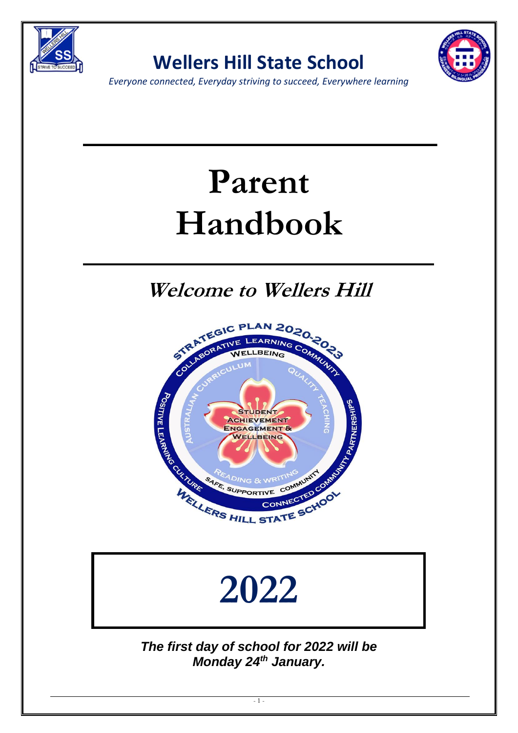# Wellers Hill State School

*Everyone connected, Everyday striving to succeed, Everywhere learning*

# Parent Handbook

## Welcome to Wellers Hill

# 2022

***The first day of school for 2022 will be Monday 24th January.***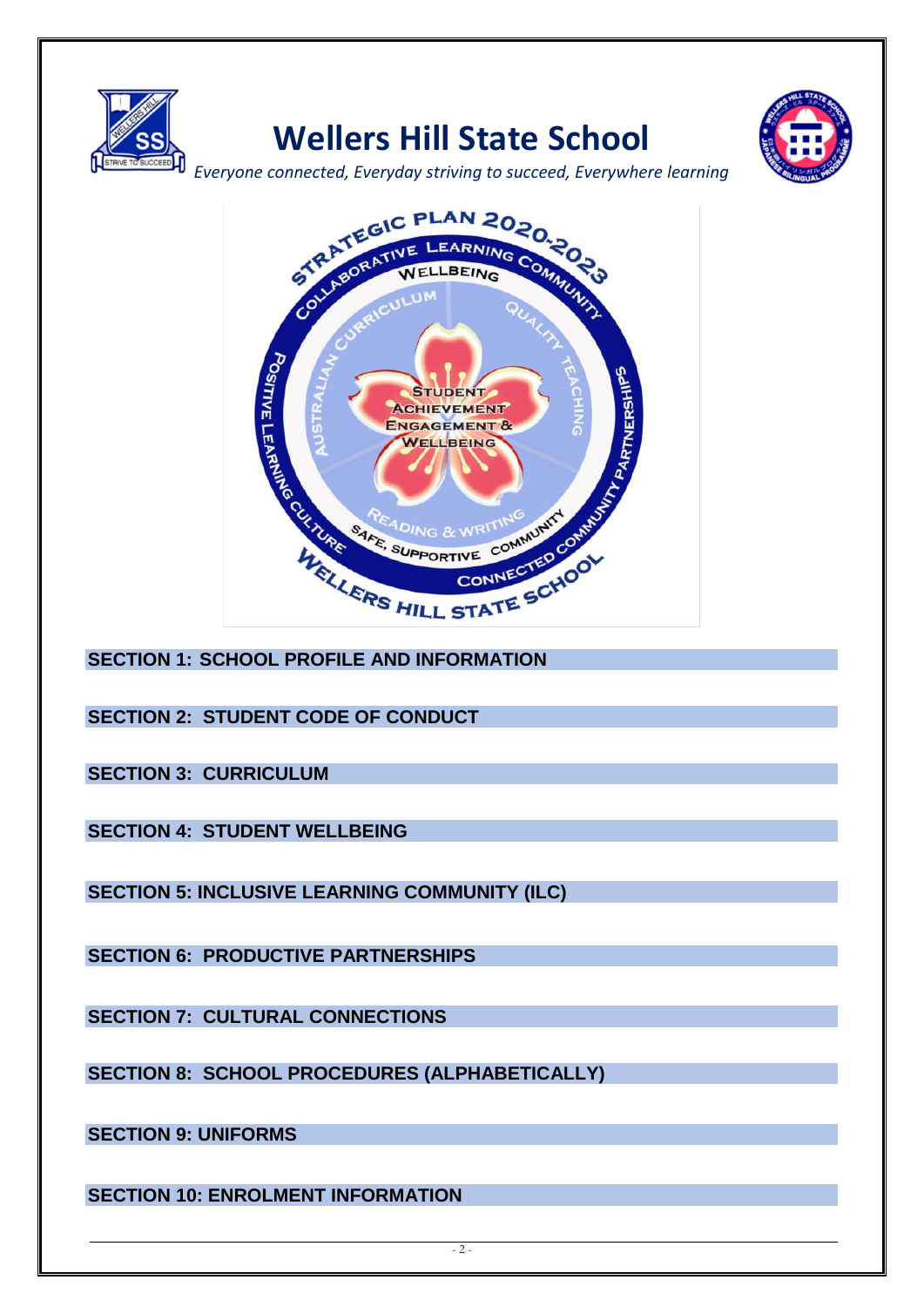# Wellers Hill State School

*Everyone connected, Everyday striving to succeed, Everywhere learning*

## SECTION 1: SCHOOL PROFILE AND INFORMATION

## SECTION 2: STUDENT CODE OF CONDUCT

## SECTION 3: CURRICULUM

## SECTION 4: STUDENT WELLBEING

## SECTION 5: INCLUSIVE LEARNING COMMUNITY (ILC)

## SECTION 6: PRODUCTIVE PARTNERSHIPS

## SECTION 7: CULTURAL CONNECTIONS

## SECTION 8: SCHOOL PROCEDURES (ALPHABETICALLY)

## SECTION 9: UNIFORMS

## SECTION 10: ENROLMENT INFORMATION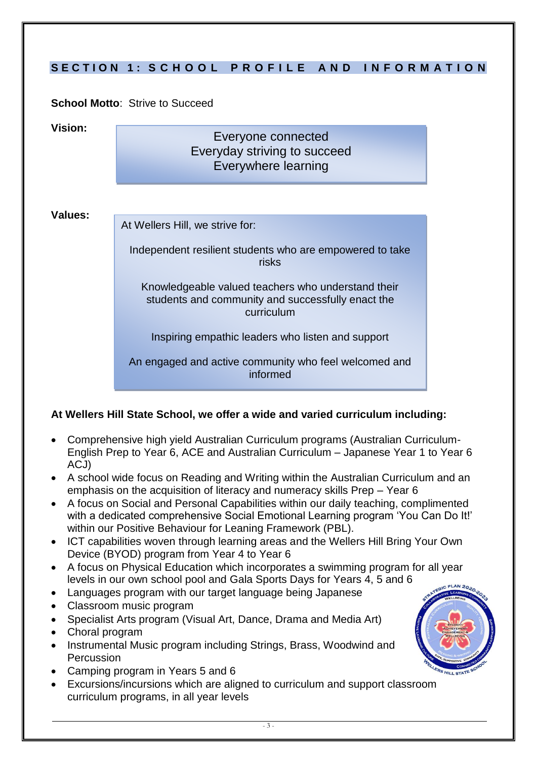## SECTION 1: SCHOOL PROFILE AND INFORMATION

**School Motto**: Strive to Succeed

**Vision:**

Everyone connected
Everyday striving to succeed
Everywhere learning

**Values:**

At Wellers Hill, we strive for:

Independent resilient students who are empowered to take risks

Knowledgeable valued teachers who understand their students and community and successfully enact the curriculum

Inspiring empathic leaders who listen and support

An engaged and active community who feel welcomed and informed

**At Wellers Hill State School, we offer a wide and varied curriculum including:**

- Comprehensive high yield Australian Curriculum programs (Australian Curriculum- English Prep to Year 6, ACE and Australian Curriculum – Japanese Year 1 to Year 6 ACJ)
- A school wide focus on Reading and Writing within the Australian Curriculum and an emphasis on the acquisition of literacy and numeracy skills Prep – Year 6
- A focus on Social and Personal Capabilities within our daily teaching, complimented with a dedicated comprehensive Social Emotional Learning program 'You Can Do It!' within our Positive Behaviour for Leaning Framework (PBL).
- ICT capabilities woven through learning areas and the Wellers Hill Bring Your Own Device (BYOD) program from Year 4 to Year 6
- A focus on Physical Education which incorporates a swimming program for all year levels in our own school pool and Gala Sports Days for Years 4, 5 and 6
- Languages program with our target language being Japanese
- Classroom music program
- Specialist Arts program (Visual Art, Dance, Drama and Media Art)
- Choral program
- Instrumental Music program including Strings, Brass, Woodwind and Percussion
- Camping program in Years 5 and 6
- Excursions/incursions which are aligned to curriculum and support classroom curriculum programs, in all year levels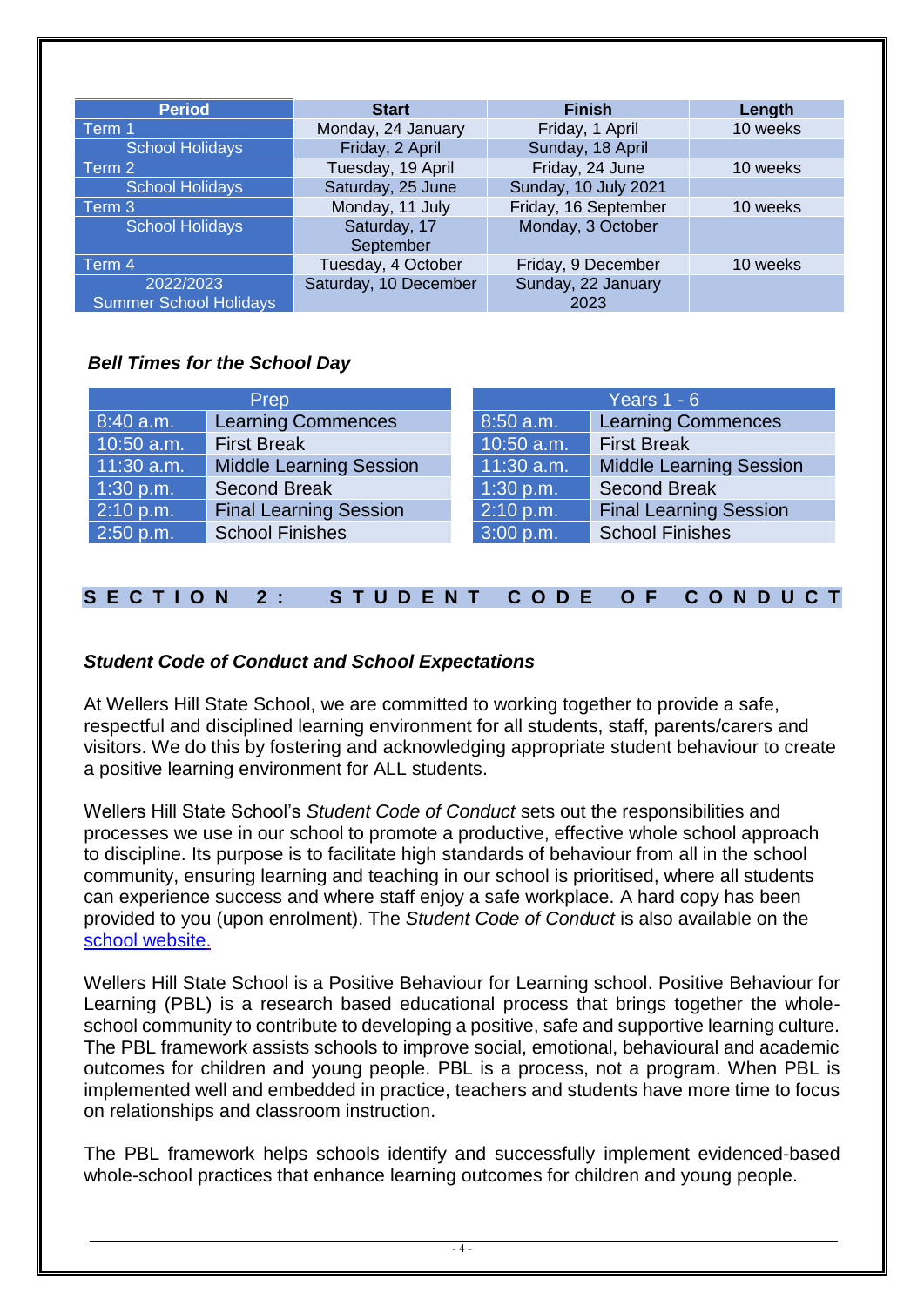| Period | Start | Finish | Length |
| --- | --- | --- | --- |
| Term 1 | Monday, 24 January | Friday, 1 April | 10 weeks |
| School Holidays | Friday, 2 April | Sunday, 18 April | |
| Term 2 | Tuesday, 19 April | Friday, 24 June | 10 weeks |
| School Holidays | Saturday, 25 June | Sunday, 10 July 2021 | |
| Term 3 | Monday, 11 July | Friday, 16 September | 10 weeks |
| School Holidays | Saturday, 17 September | Monday, 3 October | |
| Term 4 | Tuesday, 4 October | Friday, 9 December | 10 weeks |
| 2022/2023 Summer School Holidays | Saturday, 10 December | Sunday, 22 January 2023 | |

### *Bell Times for the School Day*

| Prep | |
| --- | --- |
| 8:40 a.m. | Learning Commences |
| 10:50 a.m. | First Break |
| 11:30 a.m. | Middle Learning Session |
| 1:30 p.m. | Second Break |
| 2:10 p.m. | Final Learning Session |
| 2:50 p.m. | School Finishes |

| Years 1 - 6 | |
| --- | --- |
| 8:50 a.m. | Learning Commences |
| 10:50 a.m. | First Break |
| 11:30 a.m. | Middle Learning Session |
| 1:30 p.m. | Second Break |
| 2:10 p.m. | Final Learning Session |
| 3:00 p.m. | School Finishes |

## SECTION 2: STUDENT CODE OF CONDUCT

### *Student Code of Conduct and School Expectations*

At Wellers Hill State School, we are committed to working together to provide a safe, respectful and disciplined learning environment for all students, staff, parents/carers and visitors. We do this by fostering and acknowledging appropriate student behaviour to create a positive learning environment for ALL students.

Wellers Hill State School's *Student Code of Conduct* sets out the responsibilities and processes we use in our school to promote a productive, effective whole school approach to discipline. Its purpose is to facilitate high standards of behaviour from all in the school community, ensuring learning and teaching in our school is prioritised, where all students can experience success and where staff enjoy a safe workplace. A hard copy has been provided to you (upon enrolment). The *Student Code of Conduct* is also available on the school website.

Wellers Hill State School is a Positive Behaviour for Learning school. Positive Behaviour for Learning (PBL) is a research based educational process that brings together the whole-school community to contribute to developing a positive, safe and supportive learning culture. The PBL framework assists schools to improve social, emotional, behavioural and academic outcomes for children and young people. PBL is a process, not a program. When PBL is implemented well and embedded in practice, teachers and students have more time to focus on relationships and classroom instruction.

The PBL framework helps schools identify and successfully implement evidenced-based whole-school practices that enhance learning outcomes for children and young people.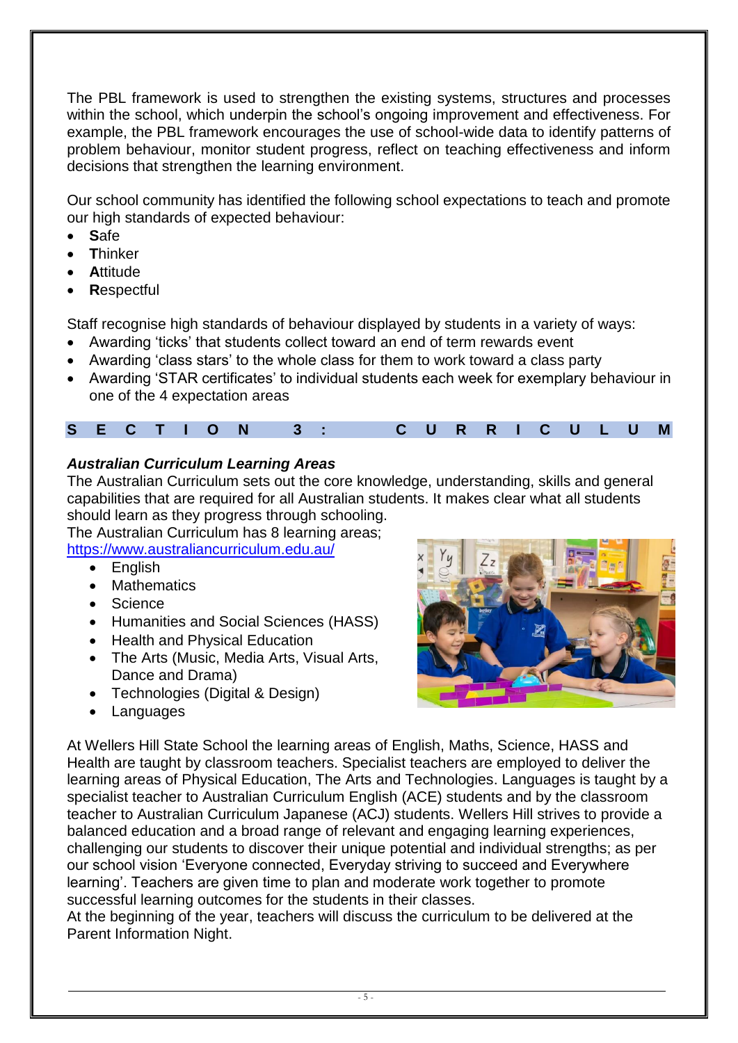The PBL framework is used to strengthen the existing systems, structures and processes within the school, which underpin the school's ongoing improvement and effectiveness. For example, the PBL framework encourages the use of school-wide data to identify patterns of problem behaviour, monitor student progress, reflect on teaching effectiveness and inform decisions that strengthen the learning environment.

Our school community has identified the following school expectations to teach and promote our high standards of expected behaviour:

- **S**afe
- **T**hinker
- **A**ttitude
- **R**espectful

Staff recognise high standards of behaviour displayed by students in a variety of ways:

- Awarding 'ticks' that students collect toward an end of term rewards event
- Awarding 'class stars' to the whole class for them to work toward a class party
- Awarding 'STAR certificates' to individual students each week for exemplary behaviour in one of the 4 expectation areas

## SECTION 3: CURRICULUM

### *Australian Curriculum Learning Areas*

The Australian Curriculum sets out the core knowledge, understanding, skills and general capabilities that are required for all Australian students. It makes clear what all students should learn as they progress through schooling.
The Australian Curriculum has 8 learning areas;
https://www.australiancurriculum.edu.au/

- English
- Mathematics
- Science
- Humanities and Social Sciences (HASS)
- Health and Physical Education
- The Arts (Music, Media Arts, Visual Arts, Dance and Drama)
- Technologies (Digital & Design)
- Languages

At Wellers Hill State School the learning areas of English, Maths, Science, HASS and Health are taught by classroom teachers. Specialist teachers are employed to deliver the learning areas of Physical Education, The Arts and Technologies. Languages is taught by a specialist teacher to Australian Curriculum English (ACE) students and by the classroom teacher to Australian Curriculum Japanese (ACJ) students. Wellers Hill strives to provide a balanced education and a broad range of relevant and engaging learning experiences, challenging our students to discover their unique potential and individual strengths; as per our school vision 'Everyone connected, Everyday striving to succeed and Everywhere learning'. Teachers are given time to plan and moderate work together to promote successful learning outcomes for the students in their classes.
At the beginning of the year, teachers will discuss the curriculum to be delivered at the Parent Information Night.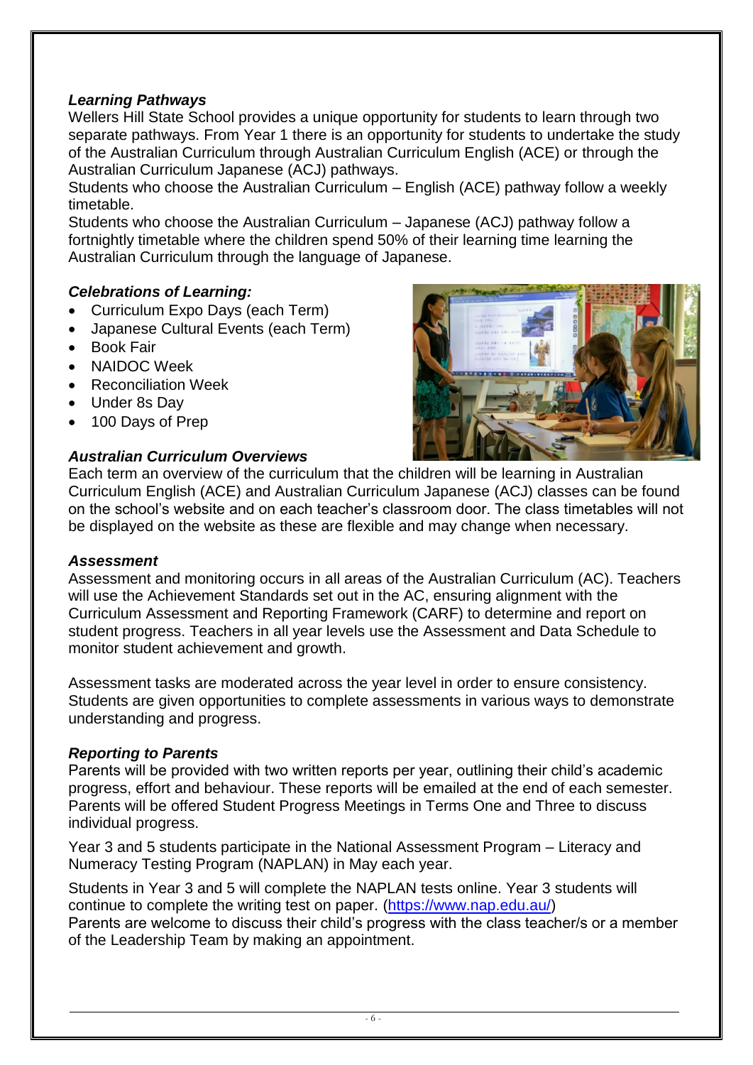### *Learning Pathways*

Wellers Hill State School provides a unique opportunity for students to learn through two separate pathways. From Year 1 there is an opportunity for students to undertake the study of the Australian Curriculum through Australian Curriculum English (ACE) or through the Australian Curriculum Japanese (ACJ) pathways.

Students who choose the Australian Curriculum – English (ACE) pathway follow a weekly timetable.

Students who choose the Australian Curriculum – Japanese (ACJ) pathway follow a fortnightly timetable where the children spend 50% of their learning time learning the Australian Curriculum through the language of Japanese.

### *Celebrations of Learning:*

- Curriculum Expo Days (each Term)
- Japanese Cultural Events (each Term)
- Book Fair
- NAIDOC Week
- Reconciliation Week
- Under 8s Day
- 100 Days of Prep

### *Australian Curriculum Overviews*

Each term an overview of the curriculum that the children will be learning in Australian Curriculum English (ACE) and Australian Curriculum Japanese (ACJ) classes can be found on the school's website and on each teacher's classroom door. The class timetables will not be displayed on the website as these are flexible and may change when necessary.

### *Assessment*

Assessment and monitoring occurs in all areas of the Australian Curriculum (AC). Teachers will use the Achievement Standards set out in the AC, ensuring alignment with the Curriculum Assessment and Reporting Framework (CARF) to determine and report on student progress. Teachers in all year levels use the Assessment and Data Schedule to monitor student achievement and growth.

Assessment tasks are moderated across the year level in order to ensure consistency. Students are given opportunities to complete assessments in various ways to demonstrate understanding and progress.

### *Reporting to Parents*

Parents will be provided with two written reports per year, outlining their child's academic progress, effort and behaviour. These reports will be emailed at the end of each semester. Parents will be offered Student Progress Meetings in Terms One and Three to discuss individual progress.

Year 3 and 5 students participate in the National Assessment Program – Literacy and Numeracy Testing Program (NAPLAN) in May each year.

Students in Year 3 and 5 will complete the NAPLAN tests online. Year 3 students will continue to complete the writing test on paper. (https://www.nap.edu.au/)

Parents are welcome to discuss their child's progress with the class teacher/s or a member of the Leadership Team by making an appointment.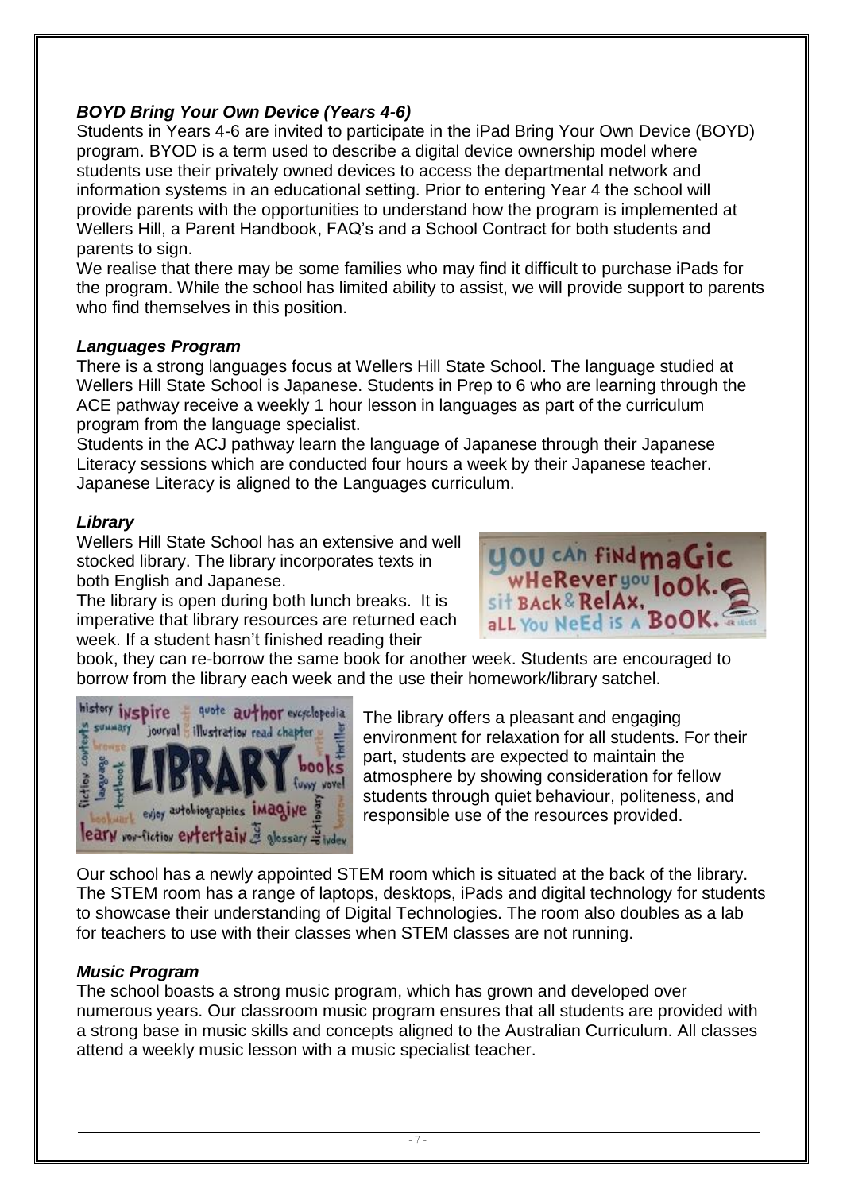### *BOYD Bring Your Own Device (Years 4-6)*

Students in Years 4-6 are invited to participate in the iPad Bring Your Own Device (BOYD) program. BYOD is a term used to describe a digital device ownership model where students use their privately owned devices to access the departmental network and information systems in an educational setting. Prior to entering Year 4 the school will provide parents with the opportunities to understand how the program is implemented at Wellers Hill, a Parent Handbook, FAQ's and a School Contract for both students and parents to sign.

We realise that there may be some families who may find it difficult to purchase iPads for the program. While the school has limited ability to assist, we will provide support to parents who find themselves in this position.

### *Languages Program*

There is a strong languages focus at Wellers Hill State School. The language studied at Wellers Hill State School is Japanese. Students in Prep to 6 who are learning through the ACE pathway receive a weekly 1 hour lesson in languages as part of the curriculum program from the language specialist.

Students in the ACJ pathway learn the language of Japanese through their Japanese Literacy sessions which are conducted four hours a week by their Japanese teacher. Japanese Literacy is aligned to the Languages curriculum.

### *Library*

Wellers Hill State School has an extensive and well stocked library. The library incorporates texts in both English and Japanese.

The library is open during both lunch breaks. It is imperative that library resources are returned each week. If a student hasn't finished reading their book, they can re-borrow the same book for another week. Students are encouraged to borrow from the library each week and the use their homework/library satchel.

The library offers a pleasant and engaging environment for relaxation for all students. For their part, students are expected to maintain the atmosphere by showing consideration for fellow students through quiet behaviour, politeness, and responsible use of the resources provided.

Our school has a newly appointed STEM room which is situated at the back of the library. The STEM room has a range of laptops, desktops, iPads and digital technology for students to showcase their understanding of Digital Technologies. The room also doubles as a lab for teachers to use with their classes when STEM classes are not running.

### *Music Program*

The school boasts a strong music program, which has grown and developed over numerous years. Our classroom music program ensures that all students are provided with a strong base in music skills and concepts aligned to the Australian Curriculum. All classes attend a weekly music lesson with a music specialist teacher.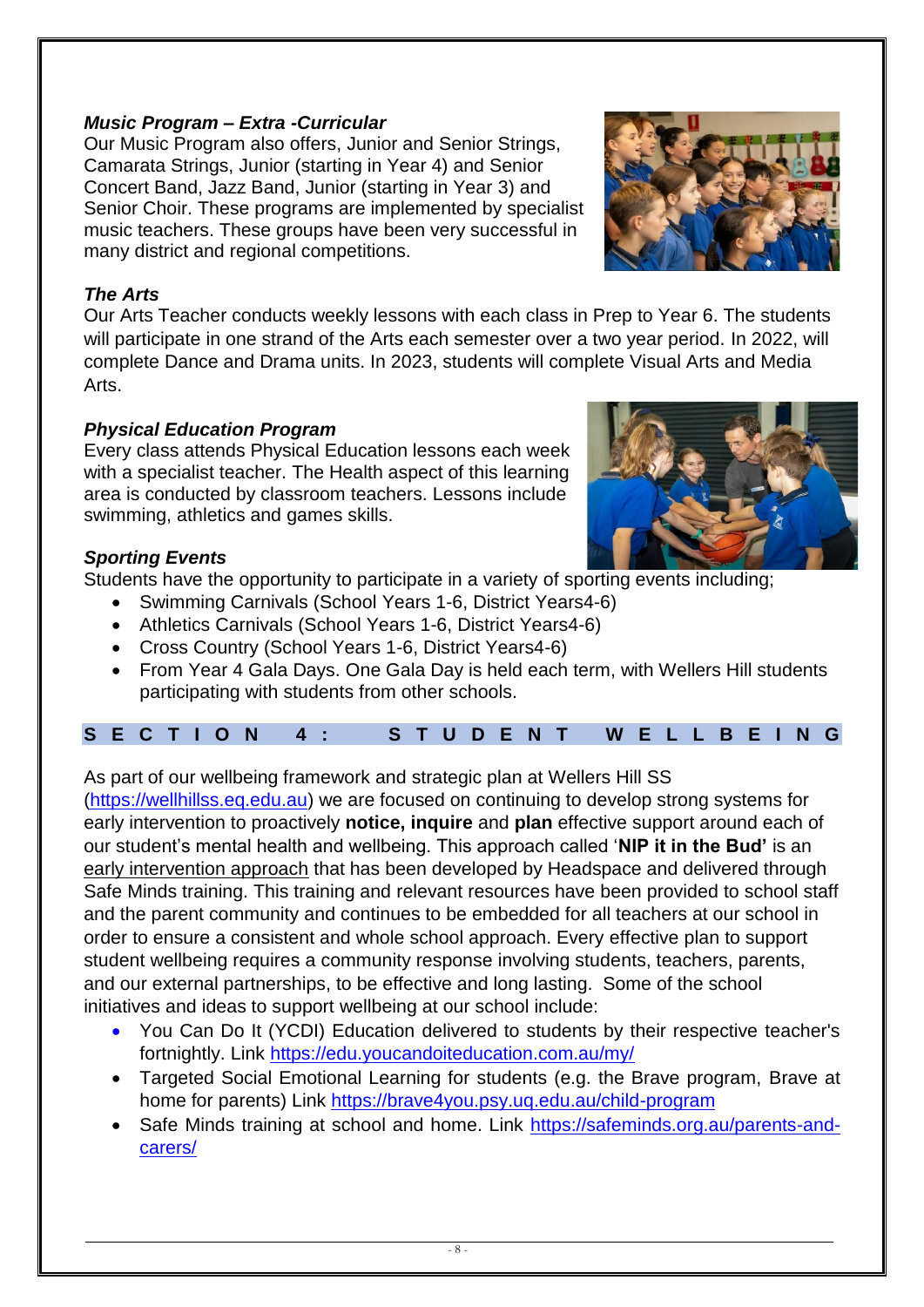### *Music Program – Extra -Curricular*

Our Music Program also offers, Junior and Senior Strings, Camarata Strings, Junior (starting in Year 4) and Senior Concert Band, Jazz Band, Junior (starting in Year 3) and Senior Choir. These programs are implemented by specialist music teachers. These groups have been very successful in many district and regional competitions.

### *The Arts*

Our Arts Teacher conducts weekly lessons with each class in Prep to Year 6. The students will participate in one strand of the Arts each semester over a two year period. In 2022, will complete Dance and Drama units. In 2023, students will complete Visual Arts and Media Arts.

### *Physical Education Program*

Every class attends Physical Education lessons each week with a specialist teacher. The Health aspect of this learning area is conducted by classroom teachers. Lessons include swimming, athletics and games skills.

### *Sporting Events*

Students have the opportunity to participate in a variety of sporting events including;

- Swimming Carnivals (School Years 1-6, District Years4-6)
- Athletics Carnivals (School Years 1-6, District Years4-6)
- Cross Country (School Years 1-6, District Years4-6)
- From Year 4 Gala Days. One Gala Day is held each term, with Wellers Hill students participating with students from other schools.

## SECTION 4: STUDENT WELLBEING

As part of our wellbeing framework and strategic plan at Wellers Hill SS (https://wellhillss.eq.edu.au) we are focused on continuing to develop strong systems for early intervention to proactively **notice, inquire** and **plan** effective support around each of our student's mental health and wellbeing. This approach called '**NIP it in the Bud'** is an early intervention approach that has been developed by Headspace and delivered through Safe Minds training. This training and relevant resources have been provided to school staff and the parent community and continues to be embedded for all teachers at our school in order to ensure a consistent and whole school approach. Every effective plan to support student wellbeing requires a community response involving students, teachers, parents, and our external partnerships, to be effective and long lasting. Some of the school initiatives and ideas to support wellbeing at our school include:

- You Can Do It (YCDI) Education delivered to students by their respective teacher's fortnightly. Link https://edu.youcandoiteducation.com.au/my/
- Targeted Social Emotional Learning for students (e.g. the Brave program, Brave at home for parents) Link https://brave4you.psy.uq.edu.au/child-program
- Safe Minds training at school and home. Link https://safeminds.org.au/parents-and-carers/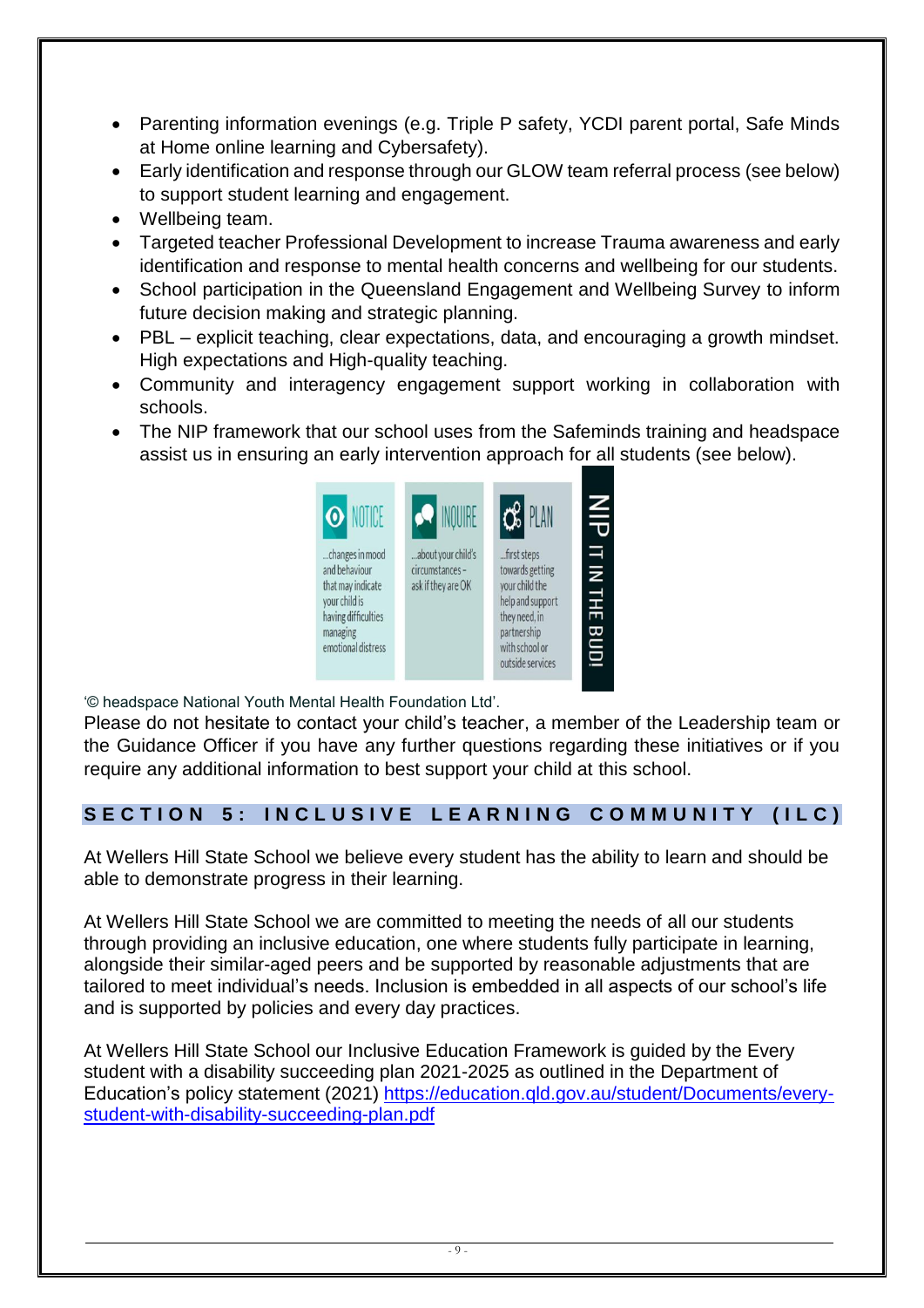- Parenting information evenings (e.g. Triple P safety, YCDI parent portal, Safe Minds at Home online learning and Cybersafety).
- Early identification and response through our GLOW team referral process (see below) to support student learning and engagement.
- Wellbeing team.
- Targeted teacher Professional Development to increase Trauma awareness and early identification and response to mental health concerns and wellbeing for our students.
- School participation in the Queensland Engagement and Wellbeing Survey to inform future decision making and strategic planning.
- PBL – explicit teaching, clear expectations, data, and encouraging a growth mindset. High expectations and High-quality teaching.
- Community and interagency engagement support working in collaboration with schools.
- The NIP framework that our school uses from the Safeminds training and headspace assist us in ensuring an early intervention approach for all students (see below).

| NOTICE | INQUIRE | PLAN | NIP IT IN THE BUD! |
|---|---|---|---|
| ...changes in mood and behaviour that may indicate your child is having difficulties managing emotional distress | ...about your child's circumstances - ask if they are OK | ...first steps towards getting your child the help and support they need, in partnership with school or outside services | |

'© headspace National Youth Mental Health Foundation Ltd'.

Please do not hesitate to contact your child's teacher, a member of the Leadership team or the Guidance Officer if you have any further questions regarding these initiatives or if you require any additional information to best support your child at this school.

## SECTION 5: INCLUSIVE LEARNING COMMUNITY (ILC)

At Wellers Hill State School we believe every student has the ability to learn and should be able to demonstrate progress in their learning.

At Wellers Hill State School we are committed to meeting the needs of all our students through providing an inclusive education, one where students fully participate in learning, alongside their similar-aged peers and be supported by reasonable adjustments that are tailored to meet individual's needs. Inclusion is embedded in all aspects of our school's life and is supported by policies and every day practices.

At Wellers Hill State School our Inclusive Education Framework is guided by the Every student with a disability succeeding plan 2021-2025 as outlined in the Department of Education's policy statement (2021) [https://education.qld.gov.au/student/Documents/every-student-with-disability-succeeding-plan.pdf](https://education.qld.gov.au/student/Documents/every-student-with-disability-succeeding-plan.pdf)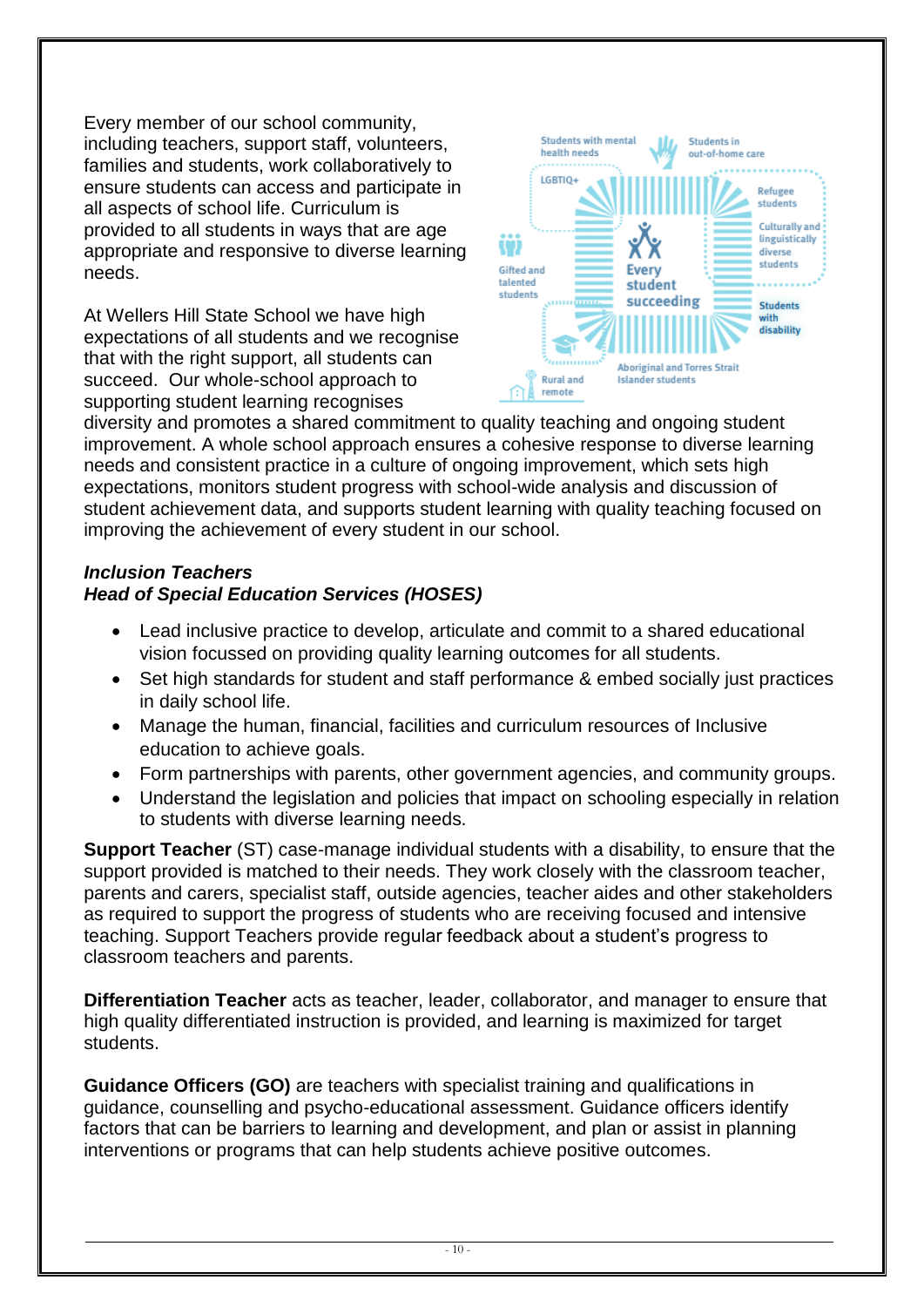Every member of our school community, including teachers, support staff, volunteers, families and students, work collaboratively to ensure students can access and participate in all aspects of school life. Curriculum is provided to all students in ways that are age appropriate and responsive to diverse learning needs.

At Wellers Hill State School we have high expectations of all students and we recognise that with the right support, all students can succeed. Our whole-school approach to supporting student learning recognises diversity and promotes a shared commitment to quality teaching and ongoing student improvement. A whole school approach ensures a cohesive response to diverse learning needs and consistent practice in a culture of ongoing improvement, which sets high expectations, monitors student progress with school-wide analysis and discussion of student achievement data, and supports student learning with quality teaching focused on improving the achievement of every student in our school.

***Inclusion Teachers***
***Head of Special Education Services (HOSES)***

- Lead inclusive practice to develop, articulate and commit to a shared educational vision focussed on providing quality learning outcomes for all students.
- Set high standards for student and staff performance & embed socially just practices in daily school life.
- Manage the human, financial, facilities and curriculum resources of Inclusive education to achieve goals.
- Form partnerships with parents, other government agencies, and community groups.
- Understand the legislation and policies that impact on schooling especially in relation to students with diverse learning needs.

**Support Teacher** (ST) case-manage individual students with a disability, to ensure that the support provided is matched to their needs. They work closely with the classroom teacher, parents and carers, specialist staff, outside agencies, teacher aides and other stakeholders as required to support the progress of students who are receiving focused and intensive teaching. Support Teachers provide regular feedback about a student's progress to classroom teachers and parents.

**Differentiation Teacher** acts as teacher, leader, collaborator, and manager to ensure that high quality differentiated instruction is provided, and learning is maximized for target students.

**Guidance Officers (GO)** are teachers with specialist training and qualifications in guidance, counselling and psycho-educational assessment. Guidance officers identify factors that can be barriers to learning and development, and plan or assist in planning interventions or programs that can help students achieve positive outcomes.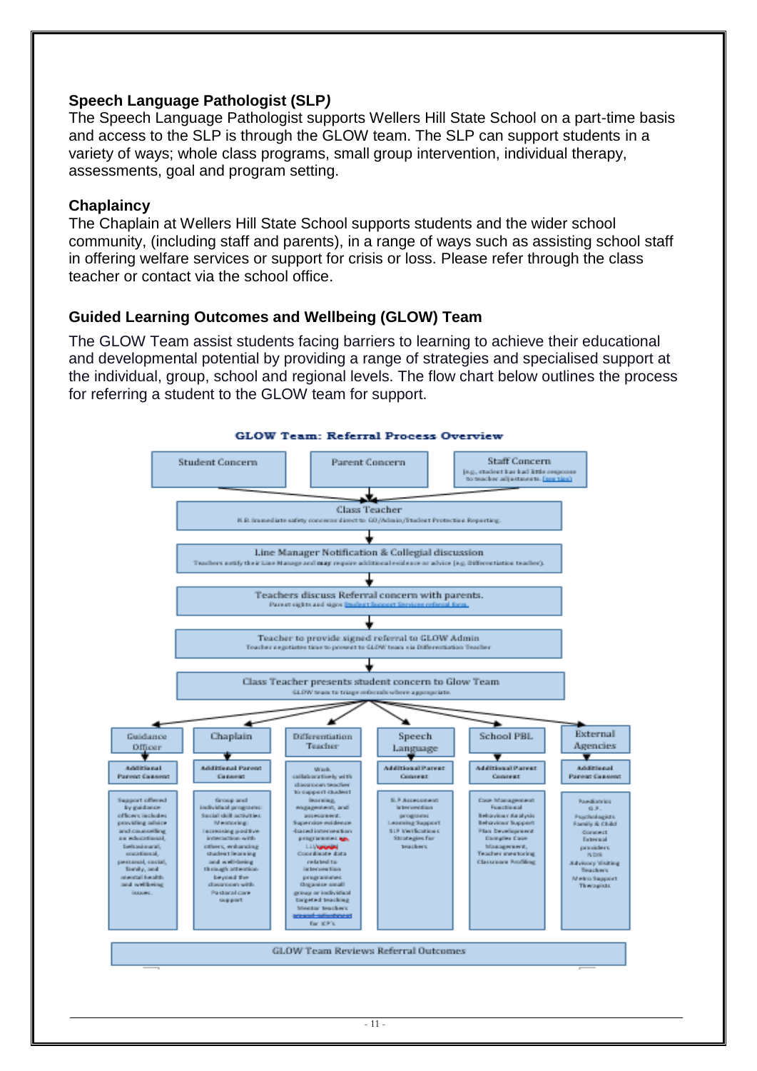### Speech Language Pathologist (SLP*)*

The Speech Language Pathologist supports Wellers Hill State School on a part-time basis and access to the SLP is through the GLOW team. The SLP can support students in a variety of ways; whole class programs, small group intervention, individual therapy, assessments, goal and program setting.

### Chaplaincy

The Chaplain at Wellers Hill State School supports students and the wider school community, (including staff and parents), in a range of ways such as assisting school staff in offering welfare services or support for crisis or loss. Please refer through the class teacher or contact via the school office.

### Guided Learning Outcomes and Wellbeing (GLOW) Team

The GLOW Team assist students facing barriers to learning to achieve their educational and developmental potential by providing a range of strategies and specialised support at the individual, group, school and regional levels. The flow chart below outlines the process for referring a student to the GLOW team for support.

**GLOW Team: Referral Process Overview**

Student Concern | Parent Concern | Staff Concern (e.g. student has had little response to teacher adjustments (see tier))

↓

**Class Teacher**
N.B. Immediate safety concerns direct to GO/Admin/Student Protection Reporting.

↓

**Line Manager Notification & Collegial discussion**
Teachers notify their Line Manager and may require additional evidence or advice (e.g. Differentiation teacher).

↓

**Teachers discuss Referral concern with parents.**
Parent sights and signs Student Support Services referral form.

↓

**Teacher to provide signed referral to GLOW Admin**
Teacher negotiates time to present to GLOW team via Differentiation Teacher

↓

**Class Teacher presents student concern to Glow Team**
GLOW team to triage referrals where appropriate.

↓

| Guidance Officer | Chaplain | Differentiation Teacher | Speech Language | School PBL | External Agencies |
|---|---|---|---|---|---|
| Additional Parent Consent | Additional Parent Consent | Work collaboratively with classroom teacher to support student learning, engagement, and assessment. | Additional Parent Consent | Additional Parent Consent | Additional Parent Consent |
| Support offered by guidance officers includes providing advice and counselling on educational, behavioural, vocational, personal, social, family, and mental health and wellbeing issues. | Group and individual programs: Social skill activities, Mentoring, Increasing positive interaction with others, enhancing student learning and wellbeing through attention beyond the classroom with Pastoral care support | Supervise evidence-based intervention programmes eg. LLI. Coordinate data related to intervention programmes. Organise small group or individual targeted teaching. Mentor teachers. ... for ICP's | SLP Assessment, Intervention programs, Learning Support, SLP Verifications, Strategies for teachers | Case Management: Functional Behaviour Analysis, Behaviour Support Plan Development, Complex Case Management, Teacher mentoring, Classroom Profiling | Paediatrics, G.P., Psychologists, Family & Child Connect, External providers, NDIS, Advisory Visiting Teachers, Metro Support Therapists |

↓

**GLOW Team Reviews Referral Outcomes**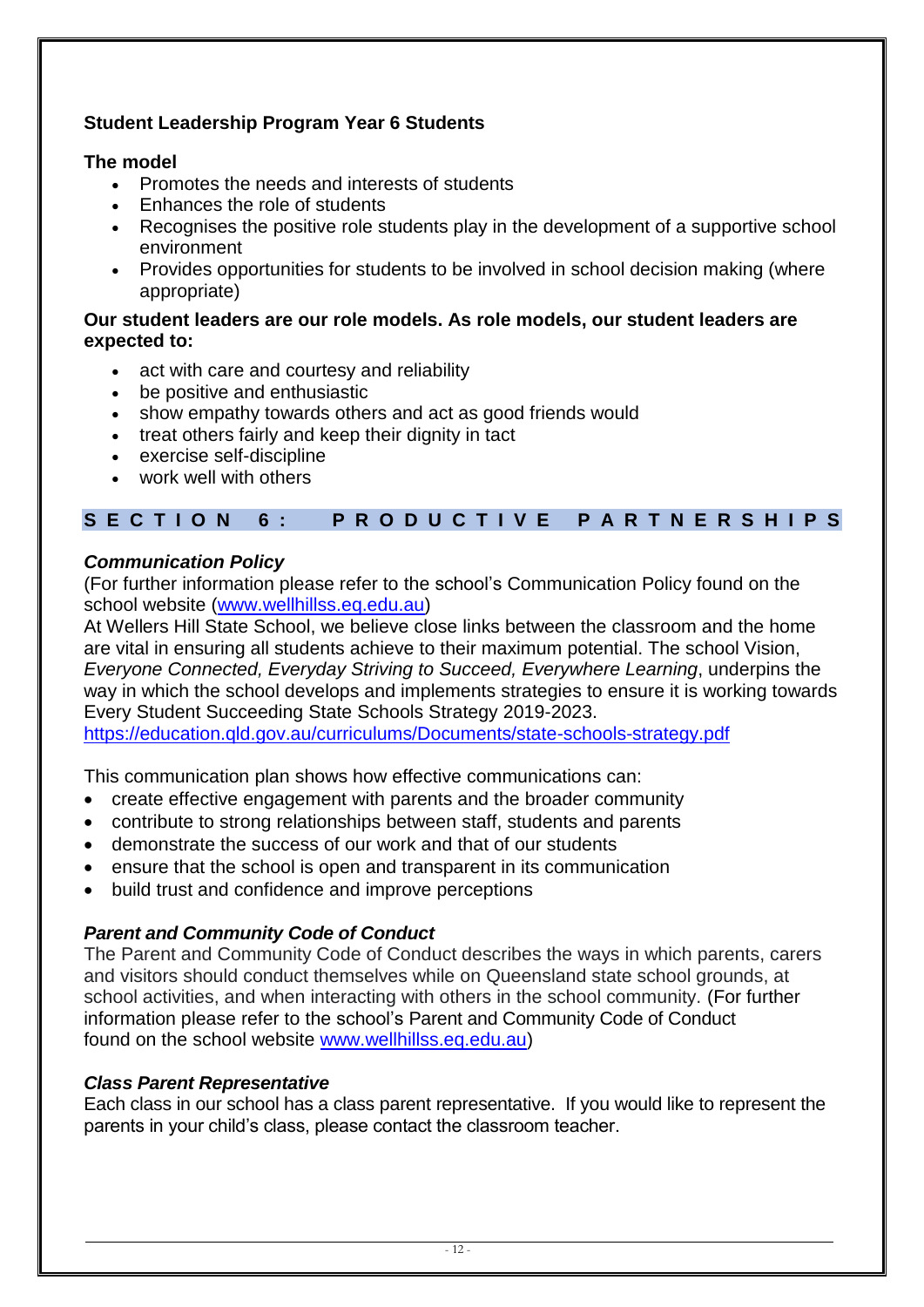**Student Leadership Program Year 6 Students**

**The model**

- Promotes the needs and interests of students
- Enhances the role of students
- Recognises the positive role students play in the development of a supportive school environment
- Provides opportunities for students to be involved in school decision making (where appropriate)

**Our student leaders are our role models. As role models, our student leaders are expected to:**

- act with care and courtesy and reliability
- be positive and enthusiastic
- show empathy towards others and act as good friends would
- treat others fairly and keep their dignity in tact
- exercise self-discipline
- work well with others

## SECTION 6: PRODUCTIVE PARTNERSHIPS

***Communication Policy***

(For further information please refer to the school's Communication Policy found on the school website (www.wellhillss.eq.edu.au)

At Wellers Hill State School, we believe close links between the classroom and the home are vital in ensuring all students achieve to their maximum potential. The school Vision, *Everyone Connected, Everyday Striving to Succeed, Everywhere Learning*, underpins the way in which the school develops and implements strategies to ensure it is working towards Every Student Succeeding State Schools Strategy 2019-2023.

https://education.qld.gov.au/curriculums/Documents/state-schools-strategy.pdf

This communication plan shows how effective communications can:

- create effective engagement with parents and the broader community
- contribute to strong relationships between staff, students and parents
- demonstrate the success of our work and that of our students
- ensure that the school is open and transparent in its communication
- build trust and confidence and improve perceptions

***Parent and Community Code of Conduct***

The Parent and Community Code of Conduct describes the ways in which parents, carers and visitors should conduct themselves while on Queensland state school grounds, at school activities, and when interacting with others in the school community. (For further information please refer to the school's Parent and Community Code of Conduct found on the school website www.wellhillss.eq.edu.au)

***Class Parent Representative***

Each class in our school has a class parent representative. If you would like to represent the parents in your child's class, please contact the classroom teacher.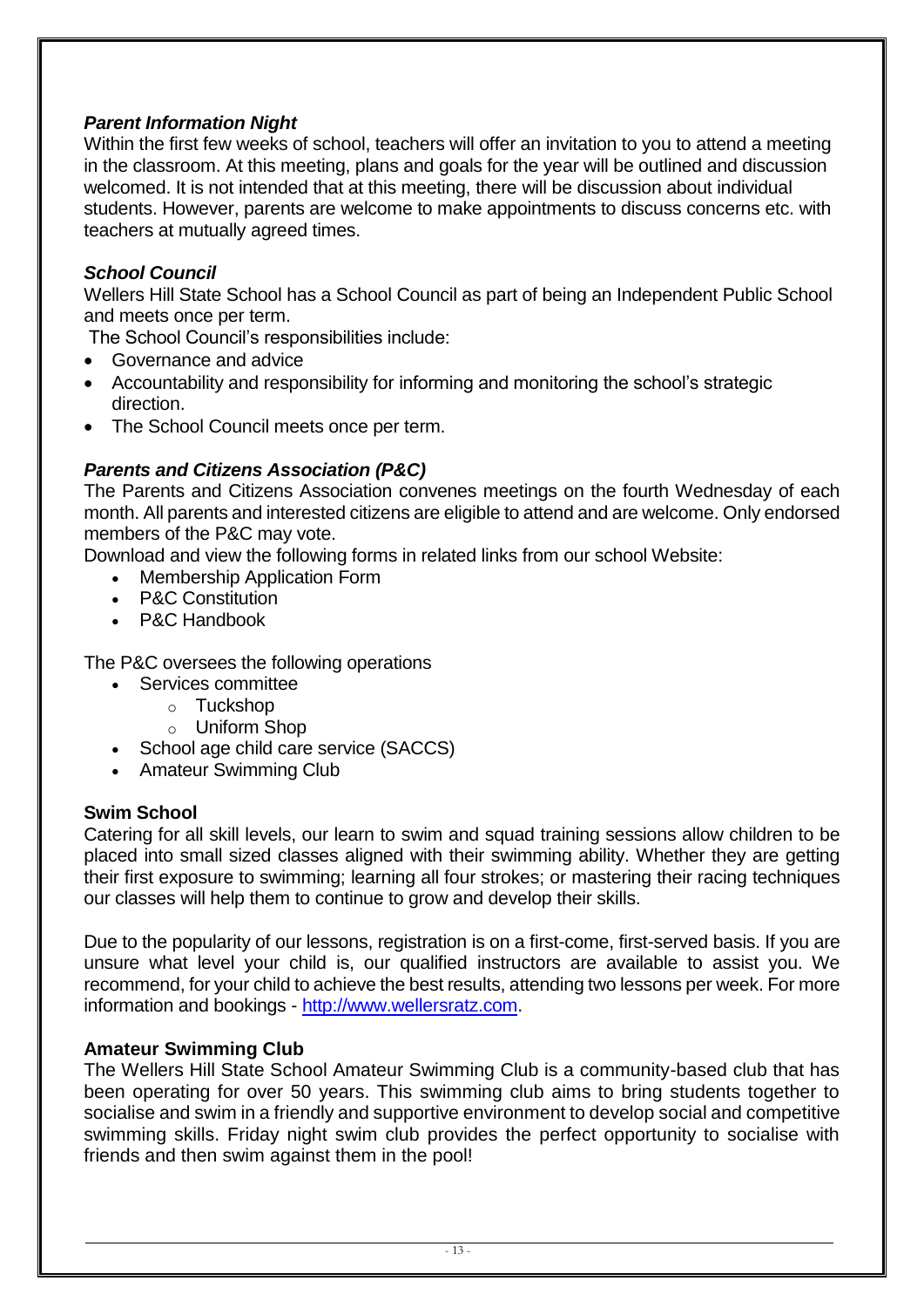### *Parent Information Night*

Within the first few weeks of school, teachers will offer an invitation to you to attend a meeting in the classroom. At this meeting, plans and goals for the year will be outlined and discussion welcomed. It is not intended that at this meeting, there will be discussion about individual students. However, parents are welcome to make appointments to discuss concerns etc. with teachers at mutually agreed times.

### *School Council*

Wellers Hill State School has a School Council as part of being an Independent Public School and meets once per term.

The School Council's responsibilities include:

- Governance and advice
- Accountability and responsibility for informing and monitoring the school's strategic direction.
- The School Council meets once per term.

### *Parents and Citizens Association (P&C)*

The Parents and Citizens Association convenes meetings on the fourth Wednesday of each month. All parents and interested citizens are eligible to attend and are welcome. Only endorsed members of the P&C may vote.

Download and view the following forms in related links from our school Website:

- Membership Application Form
- P&C Constitution
- P&C Handbook

The P&C oversees the following operations

- Services committee
    - Tuckshop
    - Uniform Shop
- School age child care service (SACCS)
- Amateur Swimming Club

### Swim School

Catering for all skill levels, our learn to swim and squad training sessions allow children to be placed into small sized classes aligned with their swimming ability. Whether they are getting their first exposure to swimming; learning all four strokes; or mastering their racing techniques our classes will help them to continue to grow and develop their skills.

Due to the popularity of our lessons, registration is on a first-come, first-served basis. If you are unsure what level your child is, our qualified instructors are available to assist you. We recommend, for your child to achieve the best results, attending two lessons per week. For more information and bookings - [http://www.wellersratz.com](http://www.wellersratz.com).

### Amateur Swimming Club

The Wellers Hill State School Amateur Swimming Club is a community-based club that has been operating for over 50 years. This swimming club aims to bring students together to socialise and swim in a friendly and supportive environment to develop social and competitive swimming skills. Friday night swim club provides the perfect opportunity to socialise with friends and then swim against them in the pool!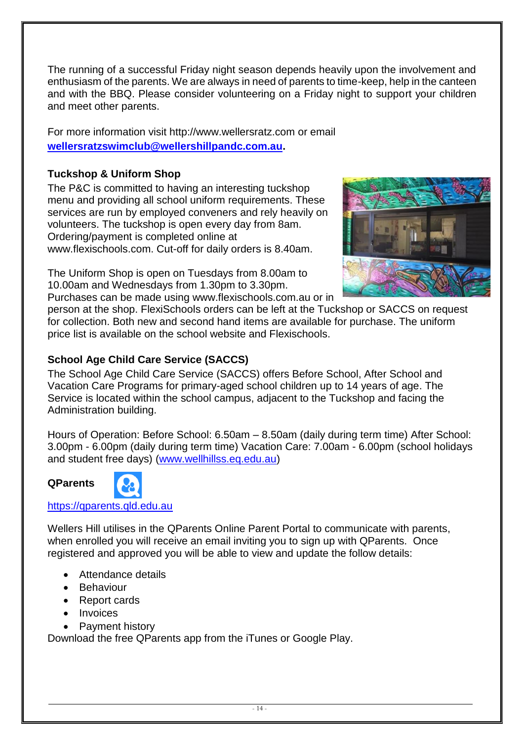The running of a successful Friday night season depends heavily upon the involvement and enthusiasm of the parents. We are always in need of parents to time-keep, help in the canteen and with the BBQ. Please consider volunteering on a Friday night to support your children and meet other parents.

For more information visit http://www.wellersratz.com or email **wellersratzswimclub@wellershillpandc.com.au**.

**Tuckshop & Uniform Shop**

The P&C is committed to having an interesting tuckshop menu and providing all school uniform requirements. These services are run by employed conveners and rely heavily on volunteers. The tuckshop is open every day from 8am. Ordering/payment is completed online at www.flexischools.com. Cut-off for daily orders is 8.40am.

The Uniform Shop is open on Tuesdays from 8.00am to 10.00am and Wednesdays from 1.30pm to 3.30pm. Purchases can be made using www.flexischools.com.au or in person at the shop. FlexiSchools orders can be left at the Tuckshop or SACCS on request for collection. Both new and second hand items are available for purchase. The uniform price list is available on the school website and Flexischools.

**School Age Child Care Service (SACCS)**

The School Age Child Care Service (SACCS) offers Before School, After School and Vacation Care Programs for primary-aged school children up to 14 years of age. The Service is located within the school campus, adjacent to the Tuckshop and facing the Administration building.

Hours of Operation: Before School: 6.50am – 8.50am (daily during term time) After School: 3.00pm - 6.00pm (daily during term time) Vacation Care: 7.00am - 6.00pm (school holidays and student free days) (www.wellhillss.eq.edu.au)

**QParents**

https://qparents.qld.edu.au

Wellers Hill utilises in the QParents Online Parent Portal to communicate with parents, when enrolled you will receive an email inviting you to sign up with QParents. Once registered and approved you will be able to view and update the follow details:

- Attendance details
- Behaviour
- Report cards
- Invoices
- Payment history

Download the free QParents app from the iTunes or Google Play.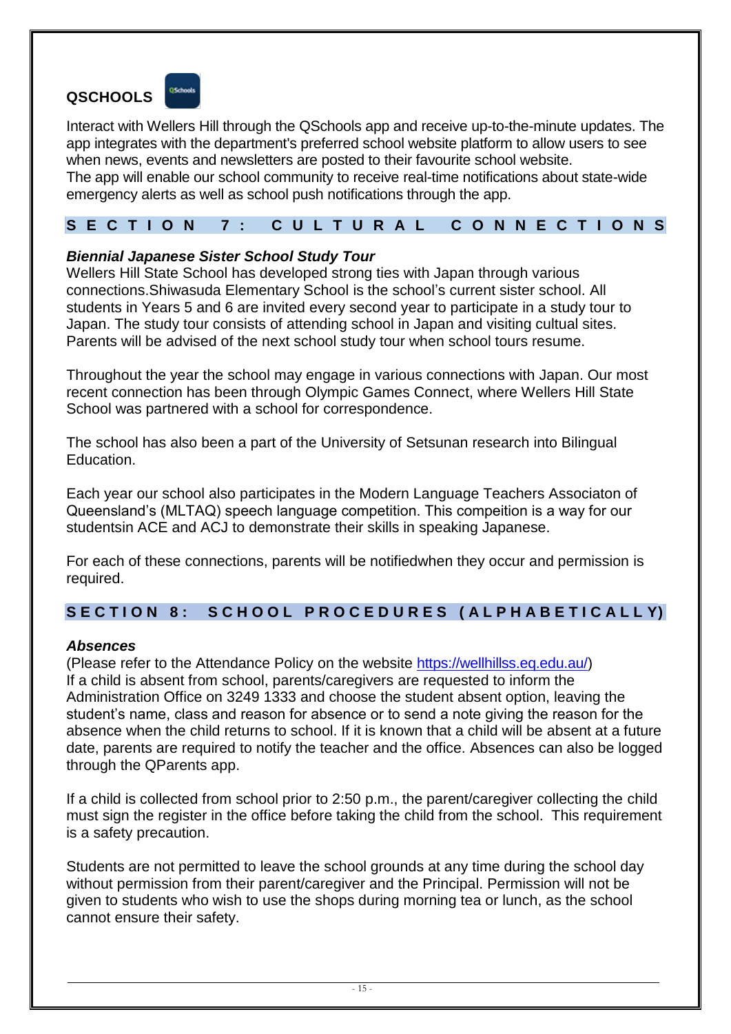## QSCHOOLS

Interact with Wellers Hill through the QSchools app and receive up-to-the-minute updates. The app integrates with the department's preferred school website platform to allow users to see when news, events and newsletters are posted to their favourite school website.
The app will enable our school community to receive real-time notifications about state-wide emergency alerts as well as school push notifications through the app.

## SECTION 7: CULTURAL CONNECTIONS

### *Biennial Japanese Sister School Study Tour*

Wellers Hill State School has developed strong ties with Japan through various connections.Shiwasuda Elementary School is the school's current sister school. All students in Years 5 and 6 are invited every second year to participate in a study tour to Japan. The study tour consists of attending school in Japan and visiting cultual sites. Parents will be advised of the next school study tour when school tours resume.

Throughout the year the school may engage in various connections with Japan. Our most recent connection has been through Olympic Games Connect, where Wellers Hill State School was partnered with a school for correspondence.

The school has also been a part of the University of Setsunan research into Bilingual Education.

Each year our school also participates in the Modern Language Teachers Associaton of Queensland's (MLTAQ) speech language competition. This compeition is a way for our studentsin ACE and ACJ to demonstrate their skills in speaking Japanese.

For each of these connections, parents will be notifiedwhen they occur and permission is required.

## SECTION 8: SCHOOL PROCEDURES (ALPHABETICALLY)

### *Absences*

(Please refer to the Attendance Policy on the website https://wellhillss.eq.edu.au/)
If a child is absent from school, parents/caregivers are requested to inform the Administration Office on 3249 1333 and choose the student absent option, leaving the student's name, class and reason for absence or to send a note giving the reason for the absence when the child returns to school. If it is known that a child will be absent at a future date, parents are required to notify the teacher and the office. Absences can also be logged through the QParents app.

If a child is collected from school prior to 2:50 p.m., the parent/caregiver collecting the child must sign the register in the office before taking the child from the school. This requirement is a safety precaution.

Students are not permitted to leave the school grounds at any time during the school day without permission from their parent/caregiver and the Principal. Permission will not be given to students who wish to use the shops during morning tea or lunch, as the school cannot ensure their safety.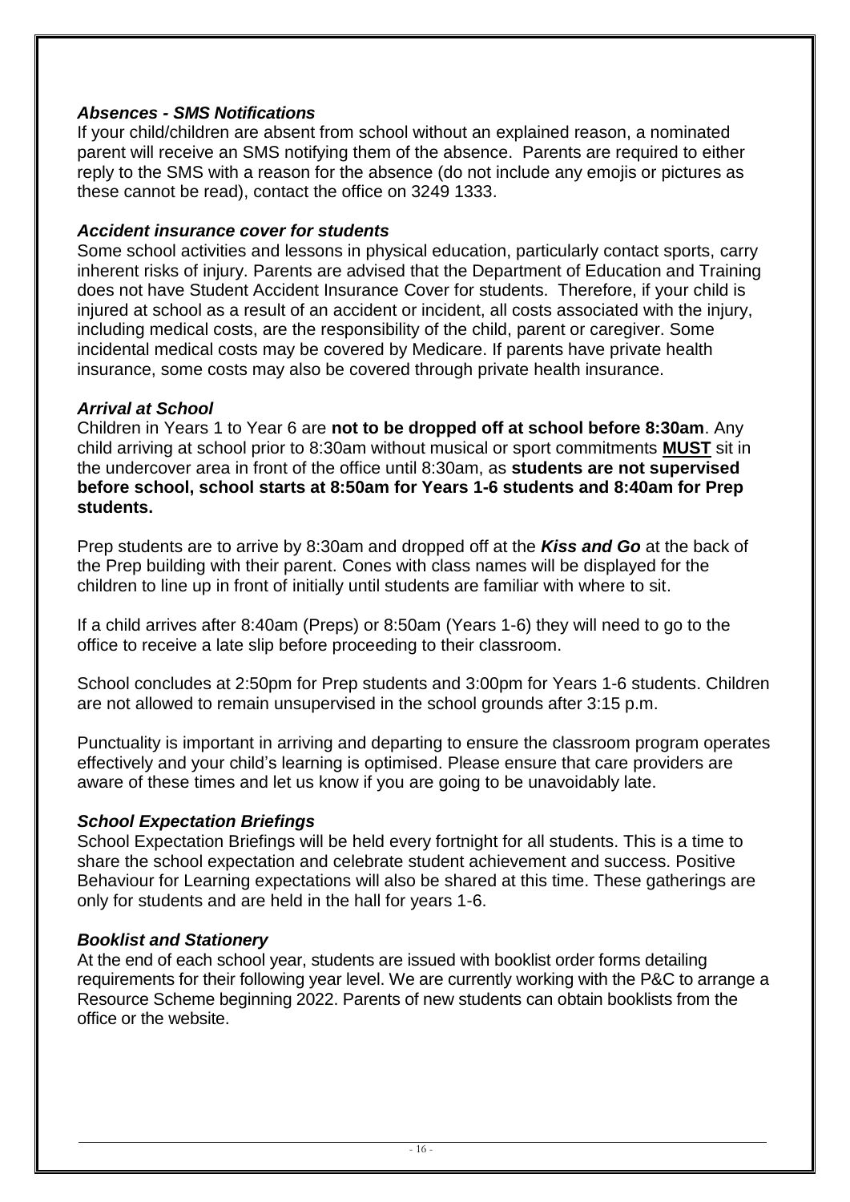### *Absences - SMS Notifications*

If your child/children are absent from school without an explained reason, a nominated parent will receive an SMS notifying them of the absence. Parents are required to either reply to the SMS with a reason for the absence (do not include any emojis or pictures as these cannot be read), contact the office on 3249 1333.

### *Accident insurance cover for students*

Some school activities and lessons in physical education, particularly contact sports, carry inherent risks of injury. Parents are advised that the Department of Education and Training does not have Student Accident Insurance Cover for students. Therefore, if your child is injured at school as a result of an accident or incident, all costs associated with the injury, including medical costs, are the responsibility of the child, parent or caregiver. Some incidental medical costs may be covered by Medicare. If parents have private health insurance, some costs may also be covered through private health insurance.

### *Arrival at School*

Children in Years 1 to Year 6 are **not to be dropped off at school before 8:30am**. Any child arriving at school prior to 8:30am without musical or sport commitments **MUST** sit in the undercover area in front of the office until 8:30am, as **students are not supervised before school, school starts at 8:50am for Years 1-6 students and 8:40am for Prep students.**

Prep students are to arrive by 8:30am and dropped off at the ***Kiss and Go*** at the back of the Prep building with their parent. Cones with class names will be displayed for the children to line up in front of initially until students are familiar with where to sit.

If a child arrives after 8:40am (Preps) or 8:50am (Years 1-6) they will need to go to the office to receive a late slip before proceeding to their classroom.

School concludes at 2:50pm for Prep students and 3:00pm for Years 1-6 students. Children are not allowed to remain unsupervised in the school grounds after 3:15 p.m.

Punctuality is important in arriving and departing to ensure the classroom program operates effectively and your child's learning is optimised. Please ensure that care providers are aware of these times and let us know if you are going to be unavoidably late.

### *School Expectation Briefings*

School Expectation Briefings will be held every fortnight for all students. This is a time to share the school expectation and celebrate student achievement and success. Positive Behaviour for Learning expectations will also be shared at this time. These gatherings are only for students and are held in the hall for years 1-6.

### *Booklist and Stationery*

At the end of each school year, students are issued with booklist order forms detailing requirements for their following year level. We are currently working with the P&C to arrange a Resource Scheme beginning 2022. Parents of new students can obtain booklists from the office or the website.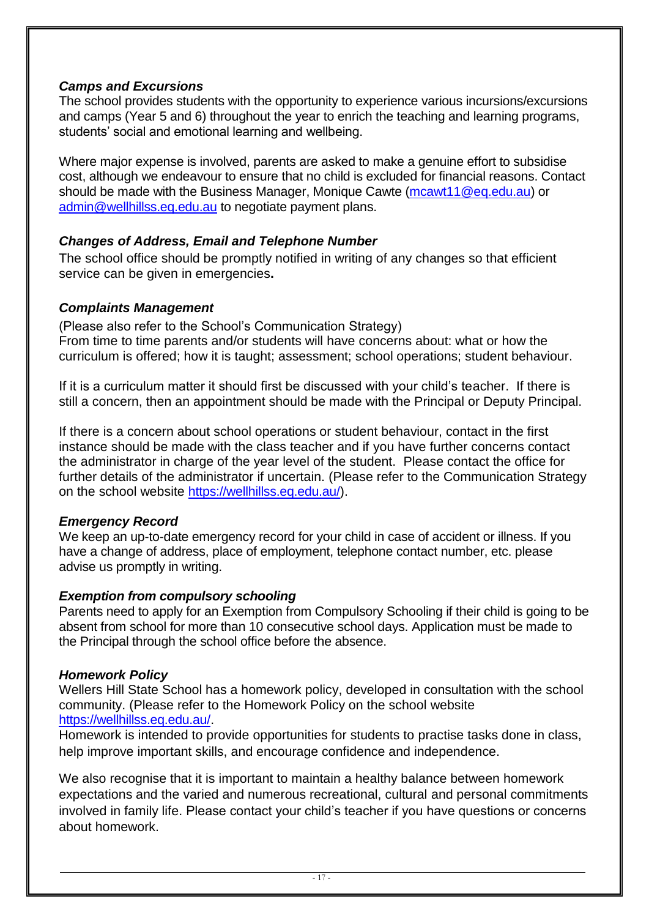### *Camps and Excursions*

The school provides students with the opportunity to experience various incursions/excursions and camps (Year 5 and 6) throughout the year to enrich the teaching and learning programs, students' social and emotional learning and wellbeing.

Where major expense is involved, parents are asked to make a genuine effort to subsidise cost, although we endeavour to ensure that no child is excluded for financial reasons. Contact should be made with the Business Manager, Monique Cawte (mcawt11@eq.edu.au) or admin@wellhillss.eq.edu.au to negotiate payment plans.

### *Changes of Address, Email and Telephone Number*

The school office should be promptly notified in writing of any changes so that efficient service can be given in emergencies**.**

### *Complaints Management*

(Please also refer to the School's Communication Strategy)
From time to time parents and/or students will have concerns about: what or how the curriculum is offered; how it is taught; assessment; school operations; student behaviour.

If it is a curriculum matter it should first be discussed with your child's teacher. If there is still a concern, then an appointment should be made with the Principal or Deputy Principal.

If there is a concern about school operations or student behaviour, contact in the first instance should be made with the class teacher and if you have further concerns contact the administrator in charge of the year level of the student. Please contact the office for further details of the administrator if uncertain. (Please refer to the Communication Strategy on the school website https://wellhillss.eq.edu.au/).

### *Emergency Record*

We keep an up-to-date emergency record for your child in case of accident or illness. If you have a change of address, place of employment, telephone contact number, etc. please advise us promptly in writing.

### *Exemption from compulsory schooling*

Parents need to apply for an Exemption from Compulsory Schooling if their child is going to be absent from school for more than 10 consecutive school days. Application must be made to the Principal through the school office before the absence.

### *Homework Policy*

Wellers Hill State School has a homework policy, developed in consultation with the school community. (Please refer to the Homework Policy on the school website https://wellhillss.eq.edu.au/.
Homework is intended to provide opportunities for students to practise tasks done in class, help improve important skills, and encourage confidence and independence.

We also recognise that it is important to maintain a healthy balance between homework expectations and the varied and numerous recreational, cultural and personal commitments involved in family life. Please contact your child's teacher if you have questions or concerns about homework.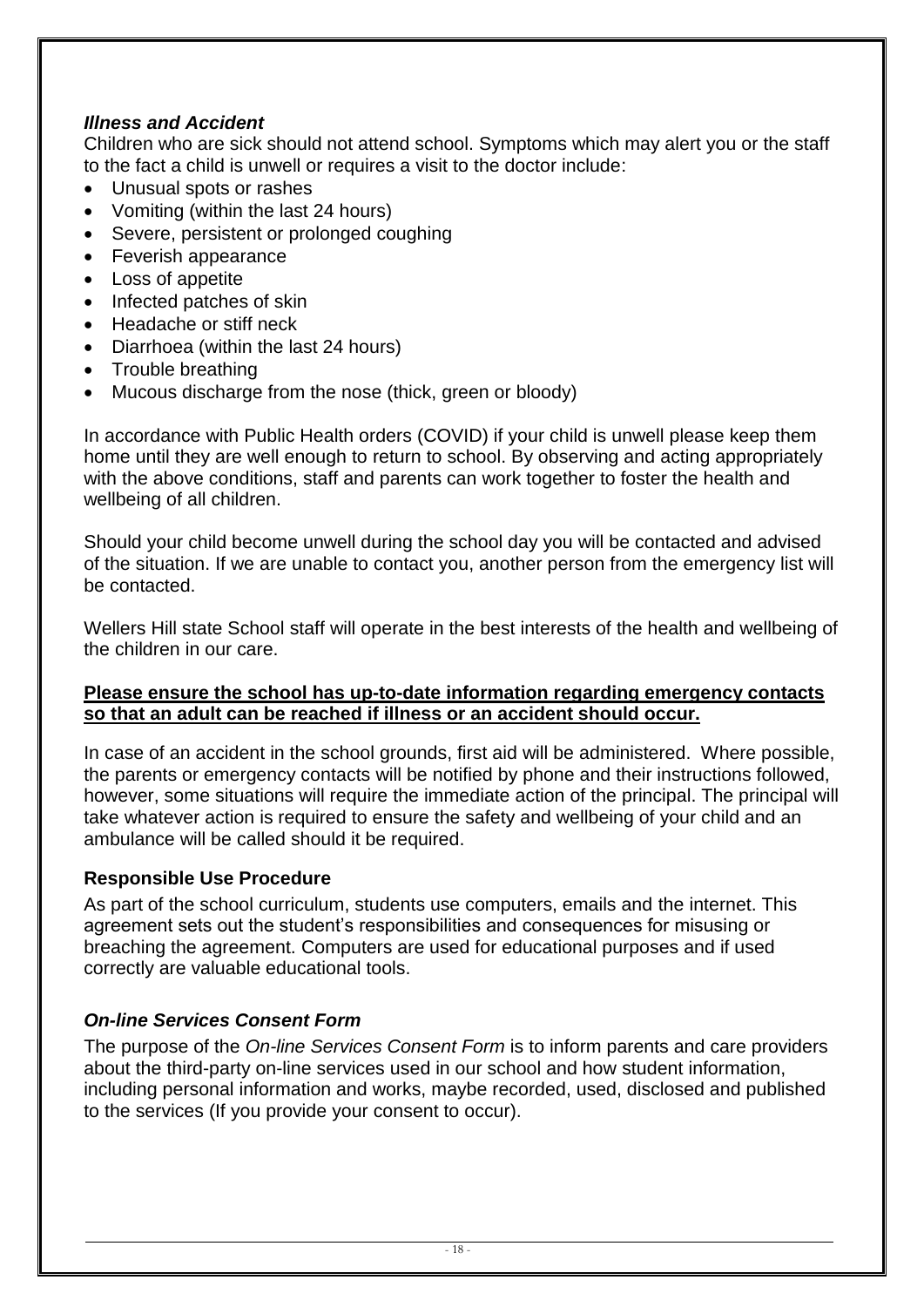### ***Illness and Accident***

Children who are sick should not attend school. Symptoms which may alert you or the staff to the fact a child is unwell or requires a visit to the doctor include:

- Unusual spots or rashes
- Vomiting (within the last 24 hours)
- Severe, persistent or prolonged coughing
- Feverish appearance
- Loss of appetite
- Infected patches of skin
- Headache or stiff neck
- Diarrhoea (within the last 24 hours)
- Trouble breathing
- Mucous discharge from the nose (thick, green or bloody)

In accordance with Public Health orders (COVID) if your child is unwell please keep them home until they are well enough to return to school. By observing and acting appropriately with the above conditions, staff and parents can work together to foster the health and wellbeing of all children.

Should your child become unwell during the school day you will be contacted and advised of the situation. If we are unable to contact you, another person from the emergency list will be contacted.

Wellers Hill state School staff will operate in the best interests of the health and wellbeing of the children in our care.

**Please ensure the school has up-to-date information regarding emergency contacts so that an adult can be reached if illness or an accident should occur.**

In case of an accident in the school grounds, first aid will be administered. Where possible, the parents or emergency contacts will be notified by phone and their instructions followed, however, some situations will require the immediate action of the principal. The principal will take whatever action is required to ensure the safety and wellbeing of your child and an ambulance will be called should it be required.

### **Responsible Use Procedure**

As part of the school curriculum, students use computers, emails and the internet. This agreement sets out the student's responsibilities and consequences for misusing or breaching the agreement. Computers are used for educational purposes and if used correctly are valuable educational tools.

### ***On-line Services Consent Form***

The purpose of the *On-line Services Consent Form* is to inform parents and care providers about the third-party on-line services used in our school and how student information, including personal information and works, maybe recorded, used, disclosed and published to the services (If you provide your consent to occur).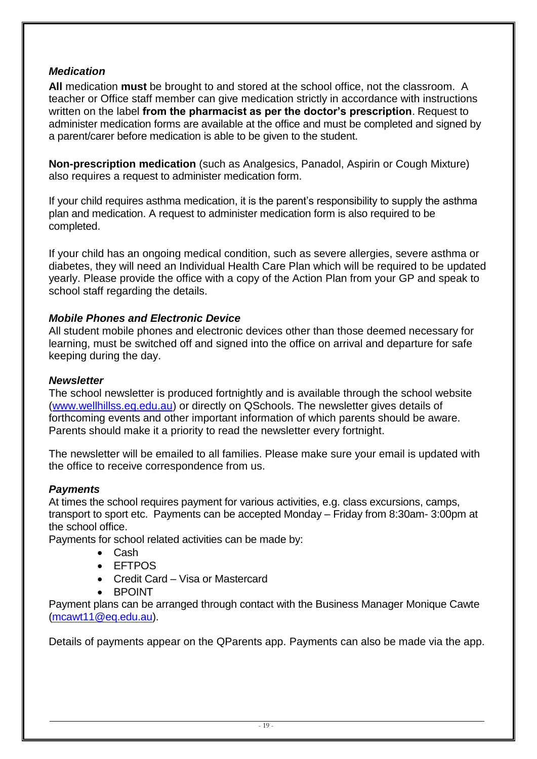### *Medication*

**All** medication **must** be brought to and stored at the school office, not the classroom. A teacher or Office staff member can give medication strictly in accordance with instructions written on the label **from the pharmacist as per the doctor's prescription**. Request to administer medication forms are available at the office and must be completed and signed by a parent/carer before medication is able to be given to the student.

**Non-prescription medication** (such as Analgesics, Panadol, Aspirin or Cough Mixture) also requires a request to administer medication form.

If your child requires asthma medication, it is the parent's responsibility to supply the asthma plan and medication. A request to administer medication form is also required to be completed.

If your child has an ongoing medical condition, such as severe allergies, severe asthma or diabetes, they will need an Individual Health Care Plan which will be required to be updated yearly. Please provide the office with a copy of the Action Plan from your GP and speak to school staff regarding the details.

### *Mobile Phones and Electronic Device*

All student mobile phones and electronic devices other than those deemed necessary for learning, must be switched off and signed into the office on arrival and departure for safe keeping during the day.

### *Newsletter*

The school newsletter is produced fortnightly and is available through the school website (www.wellhillss.eq.edu.au) or directly on QSchools. The newsletter gives details of forthcoming events and other important information of which parents should be aware. Parents should make it a priority to read the newsletter every fortnight.

The newsletter will be emailed to all families. Please make sure your email is updated with the office to receive correspondence from us.

### *Payments*

At times the school requires payment for various activities, e.g. class excursions, camps, transport to sport etc. Payments can be accepted Monday – Friday from 8:30am- 3:00pm at the school office.

Payments for school related activities can be made by:

- Cash
- EFTPOS
- Credit Card – Visa or Mastercard
- BPOINT

Payment plans can be arranged through contact with the Business Manager Monique Cawte (mcawt11@eq.edu.au).

Details of payments appear on the QParents app. Payments can also be made via the app.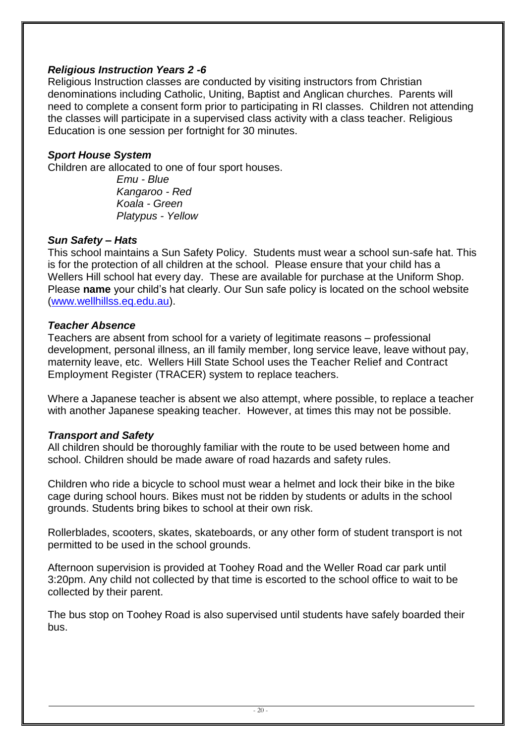### *Religious Instruction Years 2 -6*

Religious Instruction classes are conducted by visiting instructors from Christian denominations including Catholic, Uniting, Baptist and Anglican churches. Parents will need to complete a consent form prior to participating in RI classes. Children not attending the classes will participate in a supervised class activity with a class teacher. Religious Education is one session per fortnight for 30 minutes.

### *Sport House System*

Children are allocated to one of four sport houses.

*Emu - Blue*
*Kangaroo - Red*
*Koala - Green*
*Platypus - Yellow*

### *Sun Safety – Hats*

This school maintains a Sun Safety Policy. Students must wear a school sun-safe hat. This is for the protection of all children at the school. Please ensure that your child has a Wellers Hill school hat every day. These are available for purchase at the Uniform Shop. Please **name** your child's hat clearly. Our Sun safe policy is located on the school website (www.wellhillss.eq.edu.au).

### *Teacher Absence*

Teachers are absent from school for a variety of legitimate reasons – professional development, personal illness, an ill family member, long service leave, leave without pay, maternity leave, etc. Wellers Hill State School uses the Teacher Relief and Contract Employment Register (TRACER) system to replace teachers.

Where a Japanese teacher is absent we also attempt, where possible, to replace a teacher with another Japanese speaking teacher. However, at times this may not be possible.

### *Transport and Safety*

All children should be thoroughly familiar with the route to be used between home and school. Children should be made aware of road hazards and safety rules.

Children who ride a bicycle to school must wear a helmet and lock their bike in the bike cage during school hours. Bikes must not be ridden by students or adults in the school grounds. Students bring bikes to school at their own risk.

Rollerblades, scooters, skates, skateboards, or any other form of student transport is not permitted to be used in the school grounds.

Afternoon supervision is provided at Toohey Road and the Weller Road car park until 3:20pm. Any child not collected by that time is escorted to the school office to wait to be collected by their parent.

The bus stop on Toohey Road is also supervised until students have safely boarded their bus.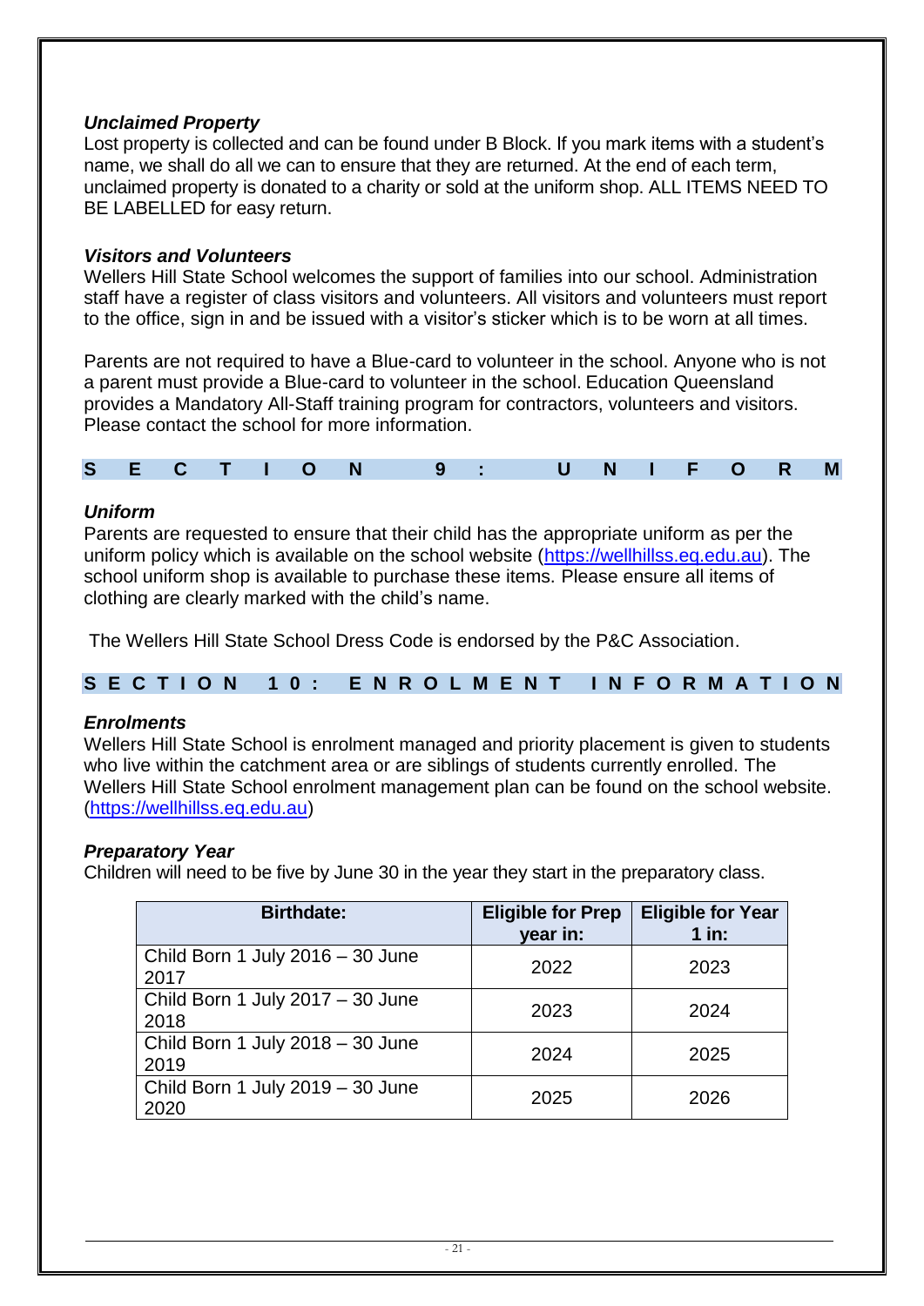### *Unclaimed Property*

Lost property is collected and can be found under B Block. If you mark items with a student's name, we shall do all we can to ensure that they are returned. At the end of each term, unclaimed property is donated to a charity or sold at the uniform shop. ALL ITEMS NEED TO BE LABELLED for easy return.

### *Visitors and Volunteers*

Wellers Hill State School welcomes the support of families into our school. Administration staff have a register of class visitors and volunteers. All visitors and volunteers must report to the office, sign in and be issued with a visitor's sticker which is to be worn at all times.

Parents are not required to have a Blue-card to volunteer in the school. Anyone who is not a parent must provide a Blue-card to volunteer in the school. Education Queensland provides a Mandatory All-Staff training program for contractors, volunteers and visitors. Please contact the school for more information.

## SECTION 9: UNIFORM

### *Uniform*

Parents are requested to ensure that their child has the appropriate uniform as per the uniform policy which is available on the school website (https://wellhillss.eq.edu.au). The school uniform shop is available to purchase these items. Please ensure all items of clothing are clearly marked with the child's name.

The Wellers Hill State School Dress Code is endorsed by the P&C Association.

## SECTION 10: ENROLMENT INFORMATION

### *Enrolments*

Wellers Hill State School is enrolment managed and priority placement is given to students who live within the catchment area or are siblings of students currently enrolled. The Wellers Hill State School enrolment management plan can be found on the school website. (https://wellhillss.eq.edu.au)

### *Preparatory Year*

Children will need to be five by June 30 in the year they start in the preparatory class.

| Birthdate: | Eligible for Prep year in: | Eligible for Year 1 in: |
|---|---|---|
| Child Born 1 July 2016 – 30 June 2017 | 2022 | 2023 |
| Child Born 1 July 2017 – 30 June 2018 | 2023 | 2024 |
| Child Born 1 July 2018 – 30 June 2019 | 2024 | 2025 |
| Child Born 1 July 2019 – 30 June 2020 | 2025 | 2026 |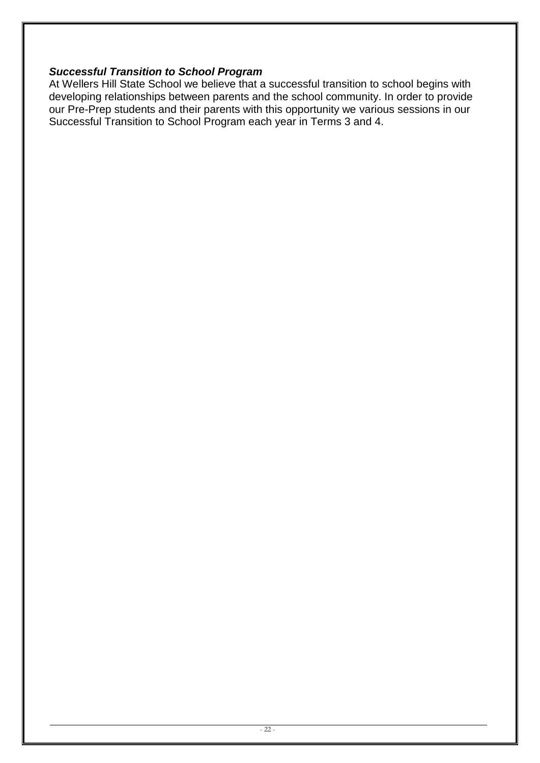### ***Successful Transition to School Program***

At Wellers Hill State School we believe that a successful transition to school begins with developing relationships between parents and the school community. In order to provide our Pre-Prep students and their parents with this opportunity we various sessions in our Successful Transition to School Program each year in Terms 3 and 4.